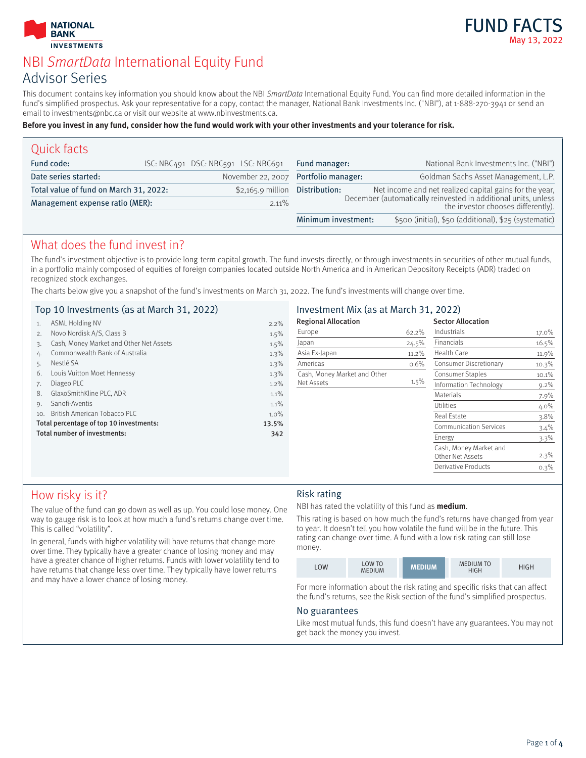NATIONAL BANK INVESTMENTS

# FUND FACTS

May 13, 2022

# NBI *SmartData* International Equity Fund

## Advisor Series

This document contains key information you should know about the NBI *SmartData* International Equity Fund. You can find more detailed information in the fund's simplified prospectus. Ask your representative for a copy, contact the manager, National Bank Investments Inc. ("NBI"), at 1-888-270-3941 or send an email to investments@nbc.ca or visit our website at www.nbinvestments.ca.

**Before you invest in any fund, consider how the fund would work with your other investments and your tolerance for risk.**

## Quick facts

| | |
|---|---|
| Fund code: | ISC: NBC491 DSC: NBC591 LSC: NBC691 |
| Date series started: | November 22, 2007 |
| Total value of fund on March 31, 2022: | $2,165.9 million |
| Management expense ratio (MER): | 2.11% |

| | |
|---|---|
| Fund manager: | National Bank Investments Inc. ("NBI") |
| Portfolio manager: | Goldman Sachs Asset Management, L.P. |
| Distribution: | Net income and net realized capital gains for the year, December (automatically reinvested in additional units, unless the investor chooses differently). |
| Minimum investment: | $500 (initial), $50 (additional), $25 (systematic) |

## What does the fund invest in?

The fund's investment objective is to provide long-term capital growth. The fund invests directly, or through investments in securities of other mutual funds, in a portfolio mainly composed of equities of foreign companies located outside North America and in American Depository Receipts (ADR) traded on recognized stock exchanges.

The charts below give you a snapshot of the fund's investments on March 31, 2022. The fund's investments will change over time.

### Top 10 Investments (as at March 31, 2022)

| | | |
|---|---|---|
| 1. | ASML Holding NV | 2.2% |
| 2. | Novo Nordisk A/S, Class B | 1.5% |
| 3. | Cash, Money Market and Other Net Assets | 1.5% |
| 4. | Commonwealth Bank of Australia | 1.3% |
| 5. | Nestlé SA | 1.3% |
| 6. | Louis Vuitton Moet Hennessy | 1.3% |
| 7. | Diageo PLC | 1.2% |
| 8. | GlaxoSmithKline PLC, ADR | 1.1% |
| 9. | Sanofi-Aventis | 1.1% |
| 10. | British American Tobacco PLC | 1.0% |
| | **Total percentage of top 10 investments:** | **13.5%** |
| | **Total number of investments:** | **342** |

### Investment Mix (as at March 31, 2022)

**Regional Allocation**

| | |
|---|---|
| Europe | 62.2% |
| Japan | 24.5% |
| Asia Ex-Japan | 11.2% |
| Americas | 0.6% |
| Cash, Money Market and Other Net Assets | 1.5% |

**Sector Allocation**

| | |
|---|---|
| Industrials | 17.0% |
| Financials | 16.5% |
| Health Care | 11.9% |
| Consumer Discretionary | 10.3% |
| Consumer Staples | 10.1% |
| Information Technology | 9.2% |
| Materials | 7.9% |
| Utilities | 4.0% |
| Real Estate | 3.8% |
| Communication Services | 3.4% |
| Energy | 3.3% |
| Cash, Money Market and Other Net Assets | 2.3% |
| Derivative Products | 0.3% |

## How risky is it?

The value of the fund can go down as well as up. You could lose money. One way to gauge risk is to look at how much a fund's returns change over time. This is called "volatility".

In general, funds with higher volatility will have returns that change more over time. They typically have a greater chance of losing money and may have a greater chance of higher returns. Funds with lower volatility tend to have returns that change less over time. They typically have lower returns and may have a lower chance of losing money.

### Risk rating

NBI has rated the volatility of this fund as **medium**.

This rating is based on how much the fund's returns have changed from year to year. It doesn't tell you how volatile the fund will be in the future. This rating can change over time. A fund with a low risk rating can still lose money.

LOW | LOW TO MEDIUM | **MEDIUM** | MEDIUM TO HIGH | HIGH

For more information about the risk rating and specific risks that can affect the fund's returns, see the Risk section of the fund's simplified prospectus.

### No guarantees

Like most mutual funds, this fund doesn't have any guarantees. You may not get back the money you invest.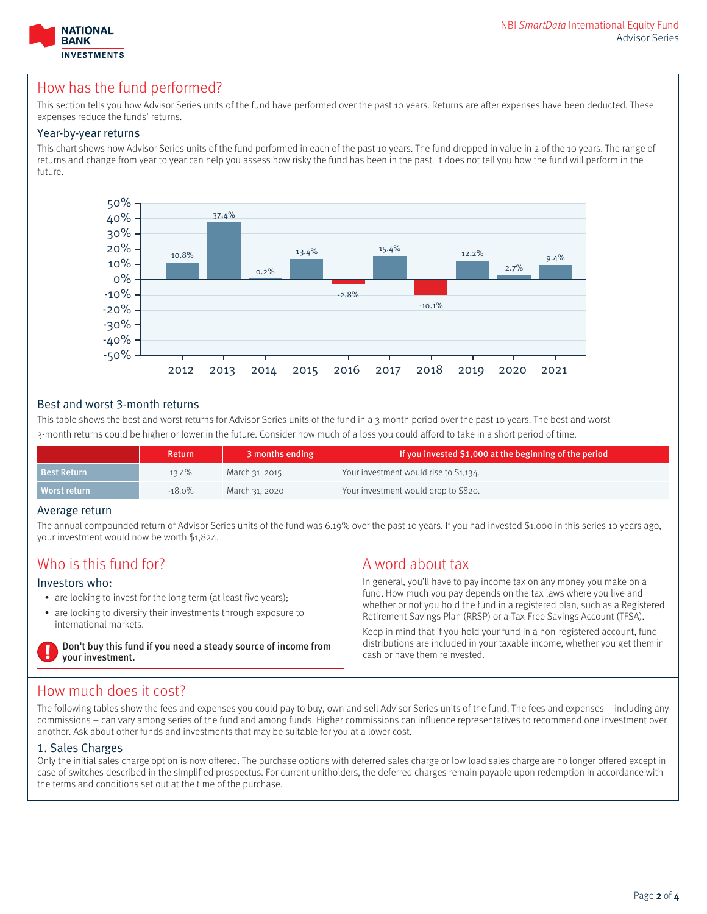# How has the fund performed?

This section tells you how Advisor Series units of the fund have performed over the past 10 years. Returns are after expenses have been deducted. These expenses reduce the funds' returns.

## Year-by-year returns

This chart shows how Advisor Series units of the fund performed in each of the past 10 years. The fund dropped in value in 2 of the 10 years. The range of returns and change from year to year can help you assess how risky the fund has been in the past. It does not tell you how the fund will perform in the future.

50%
40%
30%
20%
10%
0%
-10%
-20%
-30%
-40%
-50%

2012: 10.8%
2013: 37.4%
2014: 0.2%
2015: 13.4%
2016: -2.8%
2017: 15.4%
2018: -10.1%
2019: 12.2%
2020: 2.7%
2021: 9.4%

## Best and worst 3-month returns

This table shows the best and worst returns for Advisor Series units of the fund in a 3-month period over the past 10 years. The best and worst 3-month returns could be higher or lower in the future. Consider how much of a loss you could afford to take in a short period of time.

| | Return | 3 months ending | If you invested $1,000 at the beginning of the period |
|---|---|---|---|
| Best Return | 13.4% | March 31, 2015 | Your investment would rise to $1,134. |
| Worst return | -18.0% | March 31, 2020 | Your investment would drop to $820. |

## Average return

The annual compounded return of Advisor Series units of the fund was 6.19% over the past 10 years. If you had invested $1,000 in this series 10 years ago, your investment would now be worth $1,824.

# Who is this fund for?

Investors who:

- are looking to invest for the long term (at least five years);
- are looking to diversify their investments through exposure to international markets.

**Don't buy this fund if you need a steady source of income from your investment.**

# A word about tax

In general, you'll have to pay income tax on any money you make on a fund. How much you pay depends on the tax laws where you live and whether or not you hold the fund in a registered plan, such as a Registered Retirement Savings Plan (RRSP) or a Tax-Free Savings Account (TFSA).

Keep in mind that if you hold your fund in a non-registered account, fund distributions are included in your taxable income, whether you get them in cash or have them reinvested.

# How much does it cost?

The following tables show the fees and expenses you could pay to buy, own and sell Advisor Series units of the fund. The fees and expenses – including any commissions – can vary among series of the fund and among funds. Higher commissions can influence representatives to recommend one investment over another. Ask about other funds and investments that may be suitable for you at a lower cost.

## 1. Sales Charges

Only the initial sales charge option is now offered. The purchase options with deferred sales charge or low load sales charge are no longer offered except in case of switches described in the simplified prospectus. For current unitholders, the deferred charges remain payable upon redemption in accordance with the terms and conditions set out at the time of the purchase.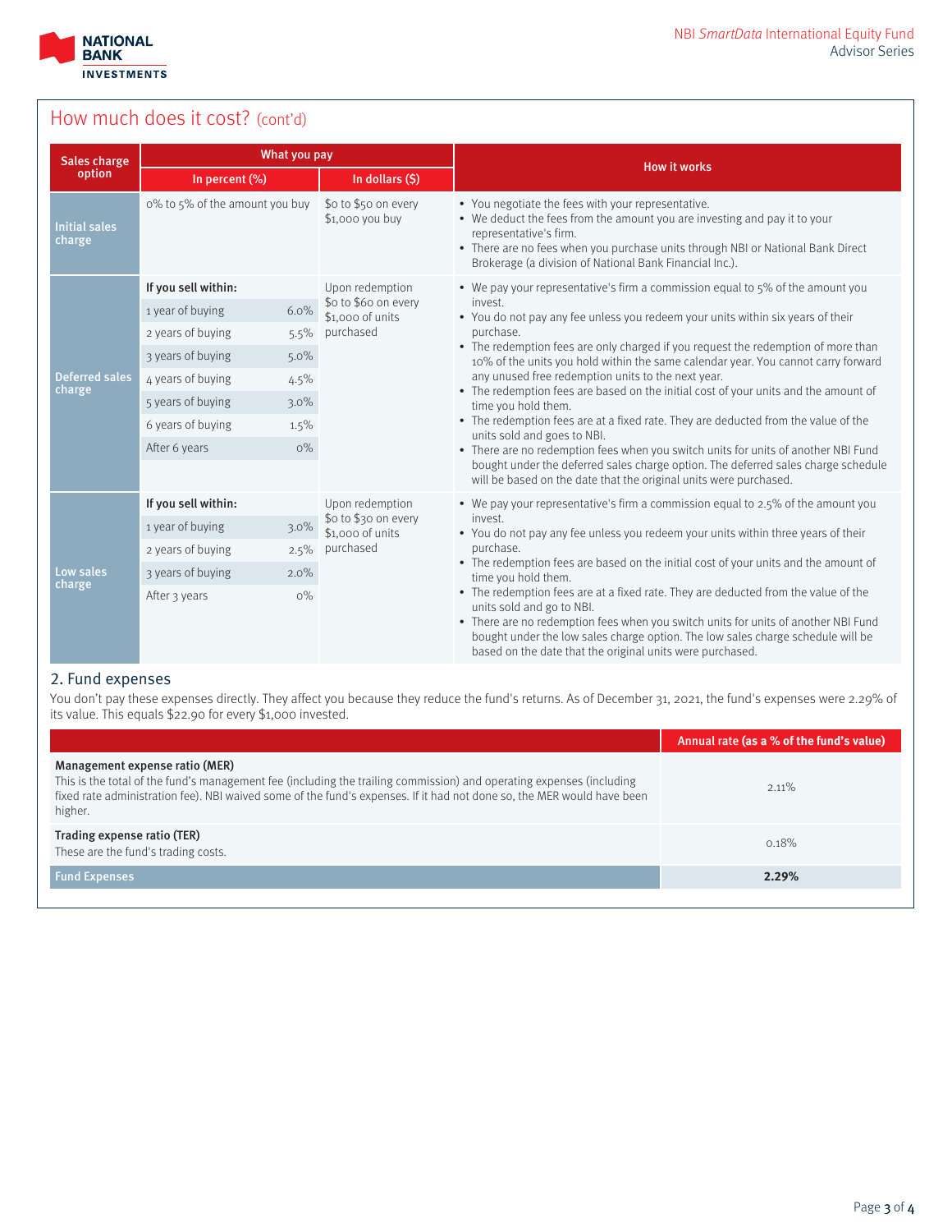## How much does it cost? (cont'd)

| Sales charge option | What you pay | | How it works |
|---|---|---|---|
| | **In percent (%)** | **In dollars ($)** | |
| Initial sales charge | 0% to 5% of the amount you buy | $0 to $50 on every $1,000 you buy | • You negotiate the fees with your representative.<br>• We deduct the fees from the amount you are investing and pay it to your representative's firm.<br>• There are no fees when you purchase units through NBI or National Bank Direct Brokerage (a division of National Bank Financial Inc.). |
| Deferred sales charge | **If you sell within:**<br>1 year of buying 6.0%<br>2 years of buying 5.5%<br>3 years of buying 5.0%<br>4 years of buying 4.5%<br>5 years of buying 3.0%<br>6 years of buying 1.5%<br>After 6 years 0% | Upon redemption $0 to $60 on every $1,000 of units purchased | • We pay your representative's firm a commission equal to 5% of the amount you invest.<br>• You do not pay any fee unless you redeem your units within six years of their purchase.<br>• The redemption fees are only charged if you request the redemption of more than 10% of the units you hold within the same calendar year. You cannot carry forward any unused free redemption units to the next year.<br>• The redemption fees are based on the initial cost of your units and the amount of time you hold them.<br>• The redemption fees are at a fixed rate. They are deducted from the value of the units sold and goes to NBI.<br>• There are no redemption fees when you switch units for units of another NBI Fund bought under the deferred sales charge option. The deferred sales charge schedule will be based on the date that the original units were purchased. |
| Low sales charge | **If you sell within:**<br>1 year of buying 3.0%<br>2 years of buying 2.5%<br>3 years of buying 2.0%<br>After 3 years 0% | Upon redemption $0 to $30 on every $1,000 of units purchased | • We pay your representative's firm a commission equal to 2.5% of the amount you invest.<br>• You do not pay any fee unless you redeem your units within three years of their purchase.<br>• The redemption fees are based on the initial cost of your units and the amount of time you hold them.<br>• The redemption fees are at a fixed rate. They are deducted from the value of the units sold and go to NBI.<br>• There are no redemption fees when you switch units for units of another NBI Fund bought under the low sales charge option. The low sales charge schedule will be based on the date that the original units were purchased. |

### 2. Fund expenses

You don't pay these expenses directly. They affect you because they reduce the fund's returns. As of December 31, 2021, the fund's expenses were 2.29% of its value. This equals $22.90 for every $1,000 invested.

| | Annual rate (as a % of the fund's value) |
|---|---|
| **Management expense ratio (MER)**<br>This is the total of the fund's management fee (including the trailing commission) and operating expenses (including fixed rate administration fee). NBI waived some of the fund's expenses. If it had not done so, the MER would have been higher. | 2.11% |
| **Trading expense ratio (TER)**<br>These are the fund's trading costs. | 0.18% |
| **Fund Expenses** | **2.29%** |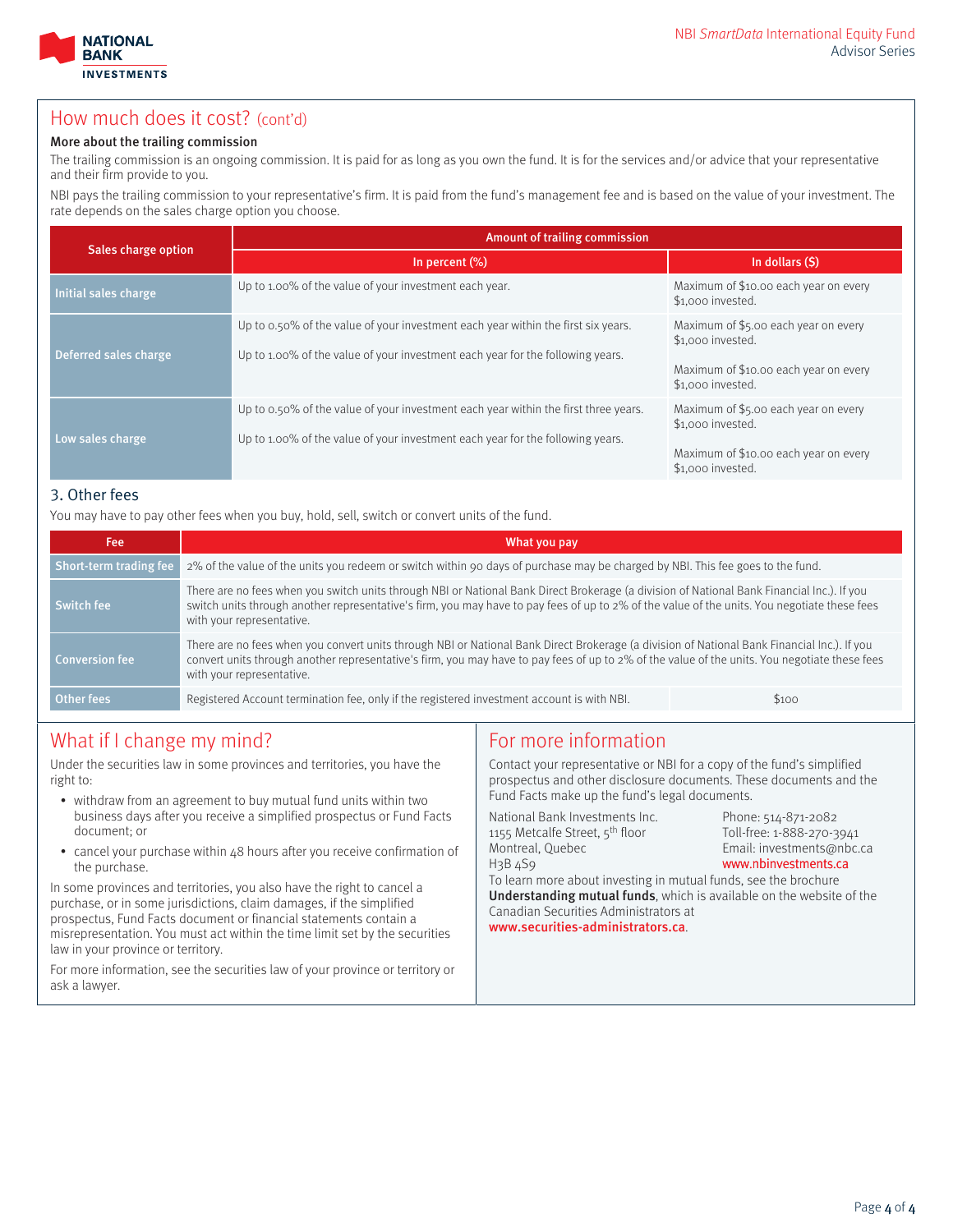## How much does it cost? (cont'd)

**More about the trailing commission**

The trailing commission is an ongoing commission. It is paid for as long as you own the fund. It is for the services and/or advice that your representative and their firm provide to you.

NBI pays the trailing commission to your representative's firm. It is paid from the fund's management fee and is based on the value of your investment. The rate depends on the sales charge option you choose.

| Sales charge option | Amount of trailing commission | |
|---|---|---|
| | In percent (%) | In dollars ($) |
| Initial sales charge | Up to 1.00% of the value of your investment each year. | Maximum of $10.00 each year on every $1,000 invested. |
| Deferred sales charge | Up to 0.50% of the value of your investment each year within the first six years.<br><br>Up to 1.00% of the value of your investment each year for the following years. | Maximum of $5.00 each year on every $1,000 invested.<br><br>Maximum of $10.00 each year on every $1,000 invested. |
| Low sales charge | Up to 0.50% of the value of your investment each year within the first three years.<br><br>Up to 1.00% of the value of your investment each year for the following years. | Maximum of $5.00 each year on every $1,000 invested.<br><br>Maximum of $10.00 each year on every $1,000 invested. |

### 3. Other fees

You may have to pay other fees when you buy, hold, sell, switch or convert units of the fund.

| Fee | What you pay | |
|---|---|---|
| Short-term trading fee | 2% of the value of the units you redeem or switch within 90 days of purchase may be charged by NBI. This fee goes to the fund. | |
| Switch fee | There are no fees when you switch units through NBI or National Bank Direct Brokerage (a division of National Bank Financial Inc.). If you switch units through another representative's firm, you may have to pay fees of up to 2% of the value of the units. You negotiate these fees with your representative. | |
| Conversion fee | There are no fees when you convert units through NBI or National Bank Direct Brokerage (a division of National Bank Financial Inc.). If you convert units through another representative's firm, you may have to pay fees of up to 2% of the value of the units. You negotiate these fees with your representative. | |
| Other fees | Registered Account termination fee, only if the registered investment account is with NBI. | $100 |

## What if I change my mind?

Under the securities law in some provinces and territories, you have the right to:

- withdraw from an agreement to buy mutual fund units within two business days after you receive a simplified prospectus or Fund Facts document; or
- cancel your purchase within 48 hours after you receive confirmation of the purchase.

In some provinces and territories, you also have the right to cancel a purchase, or in some jurisdictions, claim damages, if the simplified prospectus, Fund Facts document or financial statements contain a misrepresentation. You must act within the time limit set by the securities law in your province or territory.

For more information, see the securities law of your province or territory or ask a lawyer.

## For more information

Contact your representative or NBI for a copy of the fund's simplified prospectus and other disclosure documents. These documents and the Fund Facts make up the fund's legal documents.

National Bank Investments Inc.
1155 Metcalfe Street, 5th floor
Montreal, Quebec
H3B 4S9

Phone: 514-871-2082
Toll-free: 1-888-270-3941
Email: investments@nbc.ca
www.nbinvestments.ca

To learn more about investing in mutual funds, see the brochure **Understanding mutual funds**, which is available on the website of the Canadian Securities Administrators at **www.securities-administrators.ca**.